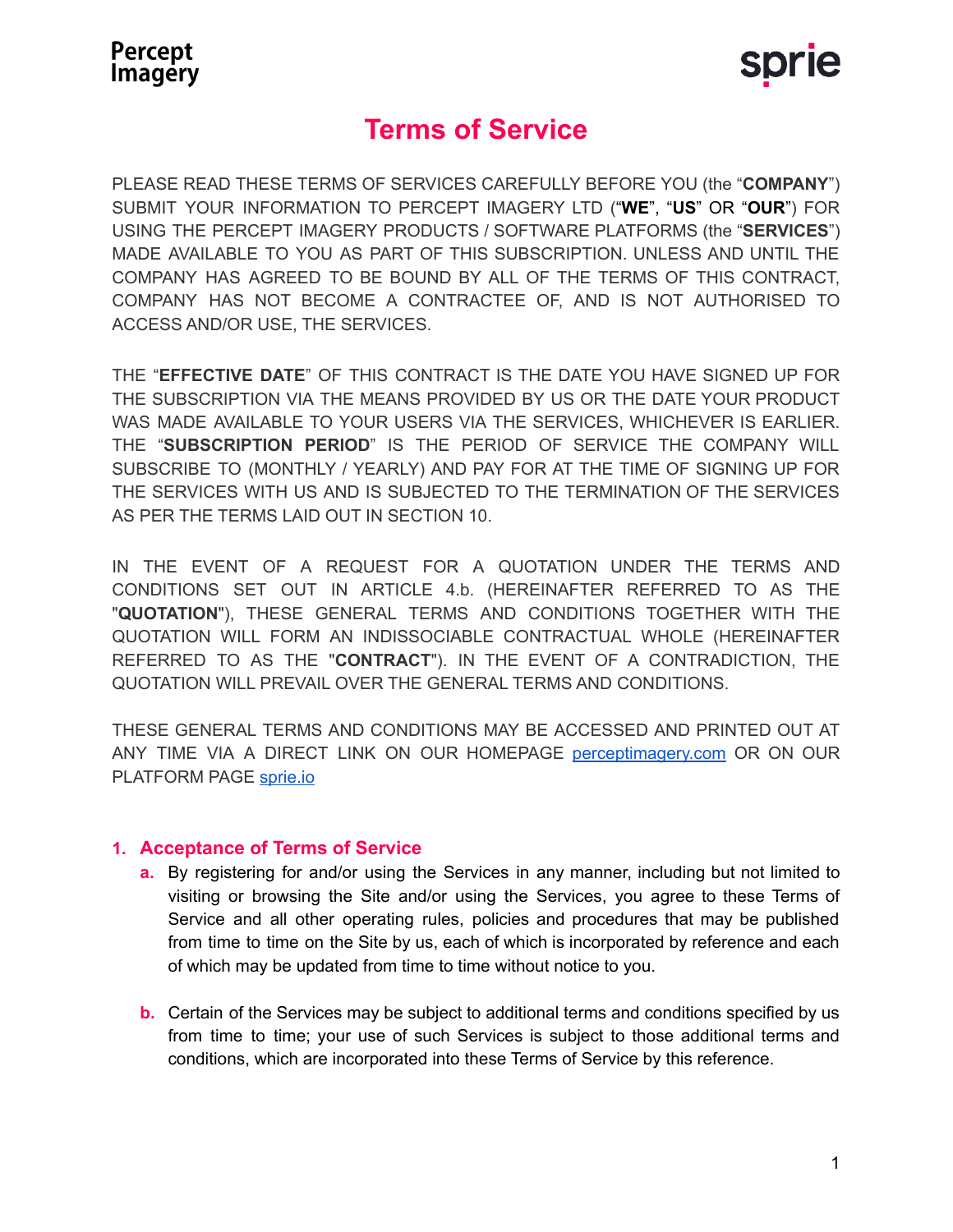Percept Imagery

sprie

# Terms of Service

PLEASE READ THESE TERMS OF SERVICES CAREFULLY BEFORE YOU (the "**COMPANY**") SUBMIT YOUR INFORMATION TO PERCEPT IMAGERY LTD ("**WE**", "**US**" OR "**OUR**") FOR USING THE PERCEPT IMAGERY PRODUCTS / SOFTWARE PLATFORMS (the "**SERVICES**") MADE AVAILABLE TO YOU AS PART OF THIS SUBSCRIPTION. UNLESS AND UNTIL THE COMPANY HAS AGREED TO BE BOUND BY ALL OF THE TERMS OF THIS CONTRACT, COMPANY HAS NOT BECOME A CONTRACTEE OF, AND IS NOT AUTHORISED TO ACCESS AND/OR USE, THE SERVICES.

THE "**EFFECTIVE DATE**" OF THIS CONTRACT IS THE DATE YOU HAVE SIGNED UP FOR THE SUBSCRIPTION VIA THE MEANS PROVIDED BY US OR THE DATE YOUR PRODUCT WAS MADE AVAILABLE TO YOUR USERS VIA THE SERVICES, WHICHEVER IS EARLIER. THE "**SUBSCRIPTION PERIOD**" IS THE PERIOD OF SERVICE THE COMPANY WILL SUBSCRIBE TO (MONTHLY / YEARLY) AND PAY FOR AT THE TIME OF SIGNING UP FOR THE SERVICES WITH US AND IS SUBJECTED TO THE TERMINATION OF THE SERVICES AS PER THE TERMS LAID OUT IN SECTION 10.

IN THE EVENT OF A REQUEST FOR A QUOTATION UNDER THE TERMS AND CONDITIONS SET OUT IN ARTICLE 4.b. (HEREINAFTER REFERRED TO AS THE "**QUOTATION**"), THESE GENERAL TERMS AND CONDITIONS TOGETHER WITH THE QUOTATION WILL FORM AN INDISSOCIABLE CONTRACTUAL WHOLE (HEREINAFTER REFERRED TO AS THE "**CONTRACT**"). IN THE EVENT OF A CONTRADICTION, THE QUOTATION WILL PREVAIL OVER THE GENERAL TERMS AND CONDITIONS.

THESE GENERAL TERMS AND CONDITIONS MAY BE ACCESSED AND PRINTED OUT AT ANY TIME VIA A DIRECT LINK ON OUR HOMEPAGE [perceptimagery.com](perceptimagery.com) OR ON OUR PLATFORM PAGE [sprie.io](sprie.io)

## 1. Acceptance of Terms of Service

a. By registering for and/or using the Services in any manner, including but not limited to visiting or browsing the Site and/or using the Services, you agree to these Terms of Service and all other operating rules, policies and procedures that may be published from time to time on the Site by us, each of which is incorporated by reference and each of which may be updated from time to time without notice to you.

b. Certain of the Services may be subject to additional terms and conditions specified by us from time to time; your use of such Services is subject to those additional terms and conditions, which are incorporated into these Terms of Service by this reference.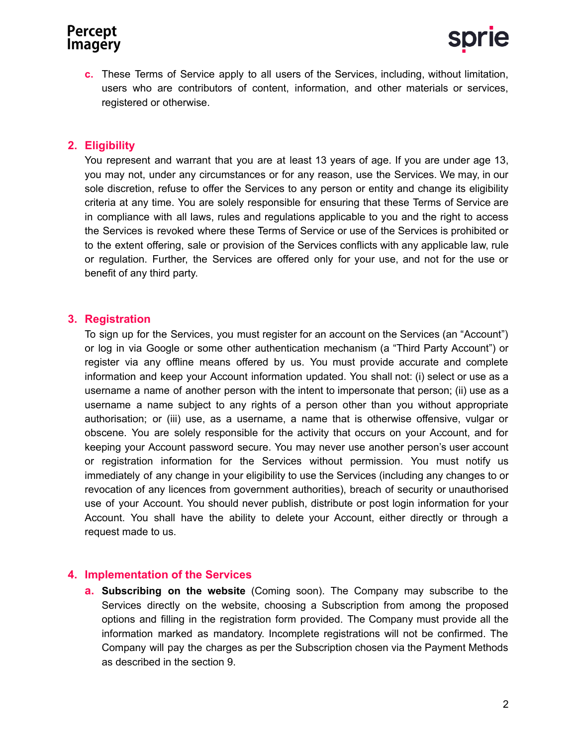c. These Terms of Service apply to all users of the Services, including, without limitation, users who are contributors of content, information, and other materials or services, registered or otherwise.

## 2. Eligibility

You represent and warrant that you are at least 13 years of age. If you are under age 13, you may not, under any circumstances or for any reason, use the Services. We may, in our sole discretion, refuse to offer the Services to any person or entity and change its eligibility criteria at any time. You are solely responsible for ensuring that these Terms of Service are in compliance with all laws, rules and regulations applicable to you and the right to access the Services is revoked where these Terms of Service or use of the Services is prohibited or to the extent offering, sale or provision of the Services conflicts with any applicable law, rule or regulation. Further, the Services are offered only for your use, and not for the use or benefit of any third party.

## 3. Registration

To sign up for the Services, you must register for an account on the Services (an "Account") or log in via Google or some other authentication mechanism (a "Third Party Account") or register via any offline means offered by us. You must provide accurate and complete information and keep your Account information updated. You shall not: (i) select or use as a username a name of another person with the intent to impersonate that person; (ii) use as a username a name subject to any rights of a person other than you without appropriate authorisation; or (iii) use, as a username, a name that is otherwise offensive, vulgar or obscene. You are solely responsible for the activity that occurs on your Account, and for keeping your Account password secure. You may never use another person's user account or registration information for the Services without permission. You must notify us immediately of any change in your eligibility to use the Services (including any changes to or revocation of any licences from government authorities), breach of security or unauthorised use of your Account. You should never publish, distribute or post login information for your Account. You shall have the ability to delete your Account, either directly or through a request made to us.

## 4. Implementation of the Services

a. **Subscribing on the website** (Coming soon). The Company may subscribe to the Services directly on the website, choosing a Subscription from among the proposed options and filling in the registration form provided. The Company must provide all the information marked as mandatory. Incomplete registrations will not be confirmed. The Company will pay the charges as per the Subscription chosen via the Payment Methods as described in the section 9.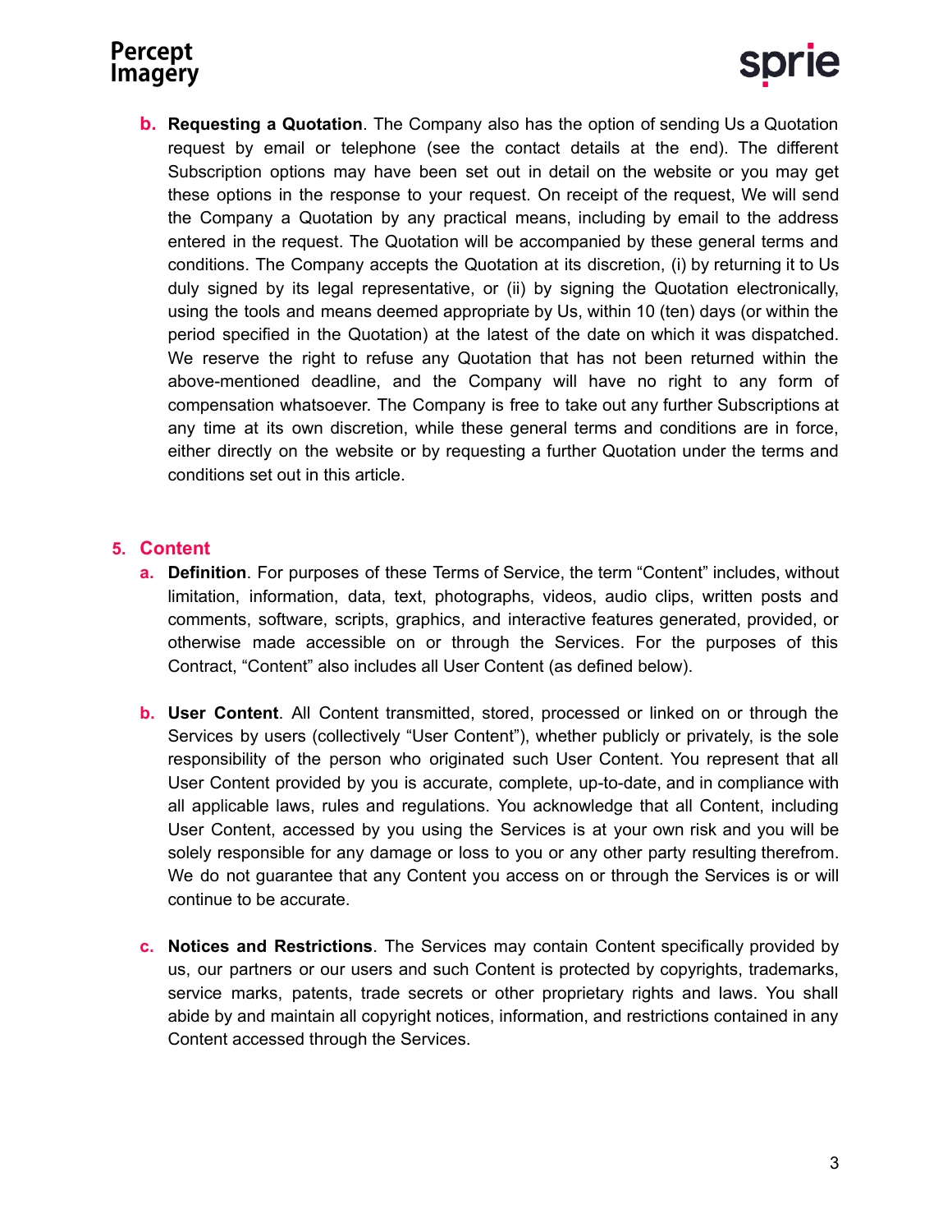b. **Requesting a Quotation**. The Company also has the option of sending Us a Quotation request by email or telephone (see the contact details at the end). The different Subscription options may have been set out in detail on the website or you may get these options in the response to your request. On receipt of the request, We will send the Company a Quotation by any practical means, including by email to the address entered in the request. The Quotation will be accompanied by these general terms and conditions. The Company accepts the Quotation at its discretion, (i) by returning it to Us duly signed by its legal representative, or (ii) by signing the Quotation electronically, using the tools and means deemed appropriate by Us, within 10 (ten) days (or within the period specified in the Quotation) at the latest of the date on which it was dispatched. We reserve the right to refuse any Quotation that has not been returned within the above-mentioned deadline, and the Company will have no right to any form of compensation whatsoever. The Company is free to take out any further Subscriptions at any time at its own discretion, while these general terms and conditions are in force, either directly on the website or by requesting a further Quotation under the terms and conditions set out in this article.

## 5. Content

a. **Definition**. For purposes of these Terms of Service, the term "Content" includes, without limitation, information, data, text, photographs, videos, audio clips, written posts and comments, software, scripts, graphics, and interactive features generated, provided, or otherwise made accessible on or through the Services. For the purposes of this Contract, "Content" also includes all User Content (as defined below).

b. **User Content**. All Content transmitted, stored, processed or linked on or through the Services by users (collectively "User Content"), whether publicly or privately, is the sole responsibility of the person who originated such User Content. You represent that all User Content provided by you is accurate, complete, up-to-date, and in compliance with all applicable laws, rules and regulations. You acknowledge that all Content, including User Content, accessed by you using the Services is at your own risk and you will be solely responsible for any damage or loss to you or any other party resulting therefrom. We do not guarantee that any Content you access on or through the Services is or will continue to be accurate.

c. **Notices and Restrictions**. The Services may contain Content specifically provided by us, our partners or our users and such Content is protected by copyrights, trademarks, service marks, patents, trade secrets or other proprietary rights and laws. You shall abide by and maintain all copyright notices, information, and restrictions contained in any Content accessed through the Services.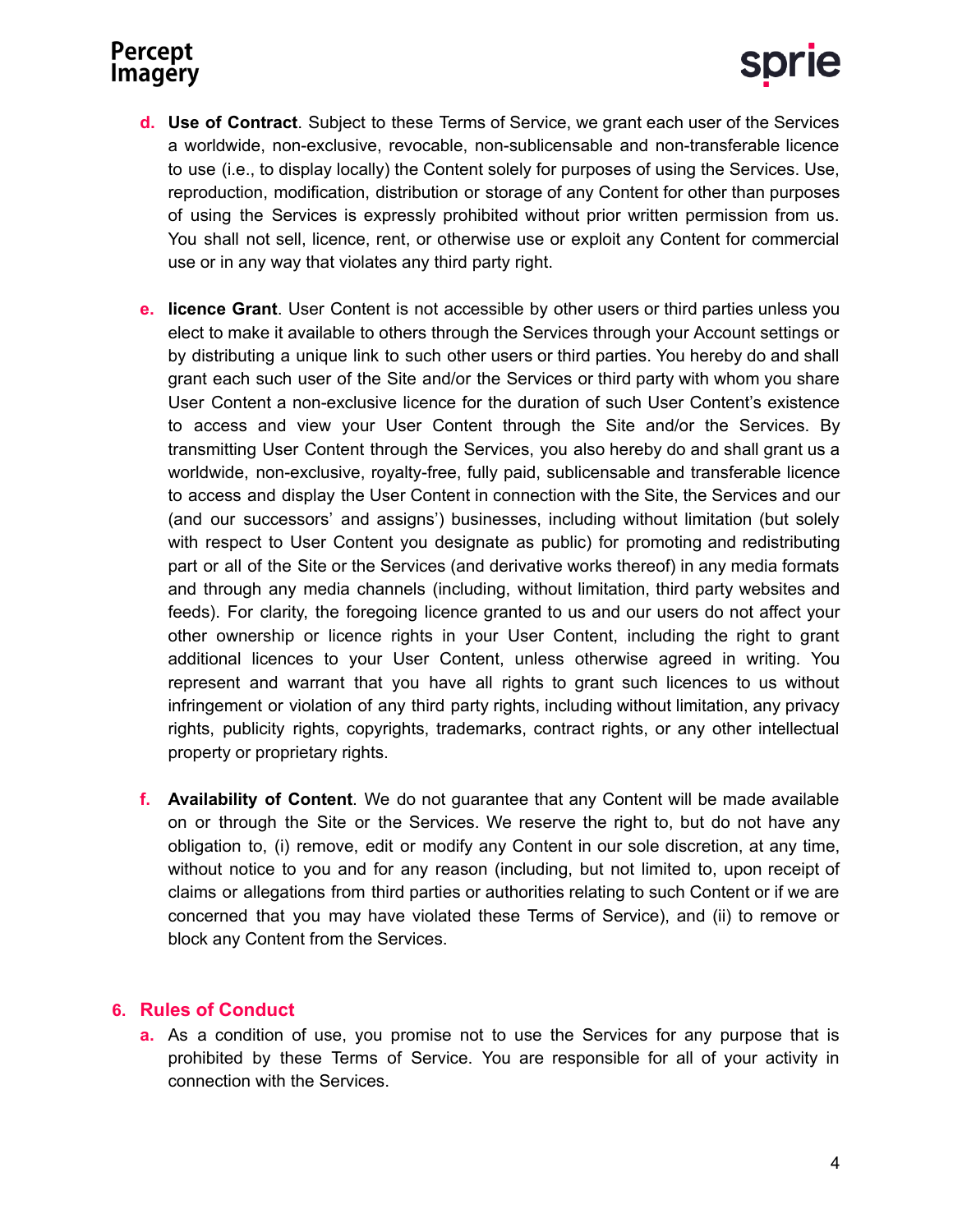d. **Use of Contract**. Subject to these Terms of Service, we grant each user of the Services a worldwide, non-exclusive, revocable, non-sublicensable and non-transferable licence to use (i.e., to display locally) the Content solely for purposes of using the Services. Use, reproduction, modification, distribution or storage of any Content for other than purposes of using the Services is expressly prohibited without prior written permission from us. You shall not sell, licence, rent, or otherwise use or exploit any Content for commercial use or in any way that violates any third party right.

e. **licence Grant**. User Content is not accessible by other users or third parties unless you elect to make it available to others through the Services through your Account settings or by distributing a unique link to such other users or third parties. You hereby do and shall grant each such user of the Site and/or the Services or third party with whom you share User Content a non-exclusive licence for the duration of such User Content's existence to access and view your User Content through the Site and/or the Services. By transmitting User Content through the Services, you also hereby do and shall grant us a worldwide, non-exclusive, royalty-free, fully paid, sublicensable and transferable licence to access and display the User Content in connection with the Site, the Services and our (and our successors' and assigns') businesses, including without limitation (but solely with respect to User Content you designate as public) for promoting and redistributing part or all of the Site or the Services (and derivative works thereof) in any media formats and through any media channels (including, without limitation, third party websites and feeds). For clarity, the foregoing licence granted to us and our users do not affect your other ownership or licence rights in your User Content, including the right to grant additional licences to your User Content, unless otherwise agreed in writing. You represent and warrant that you have all rights to grant such licences to us without infringement or violation of any third party rights, including without limitation, any privacy rights, publicity rights, copyrights, trademarks, contract rights, or any other intellectual property or proprietary rights.

f. **Availability of Content**. We do not guarantee that any Content will be made available on or through the Site or the Services. We reserve the right to, but do not have any obligation to, (i) remove, edit or modify any Content in our sole discretion, at any time, without notice to you and for any reason (including, but not limited to, upon receipt of claims or allegations from third parties or authorities relating to such Content or if we are concerned that you may have violated these Terms of Service), and (ii) to remove or block any Content from the Services.

## 6. Rules of Conduct

a. As a condition of use, you promise not to use the Services for any purpose that is prohibited by these Terms of Service. You are responsible for all of your activity in connection with the Services.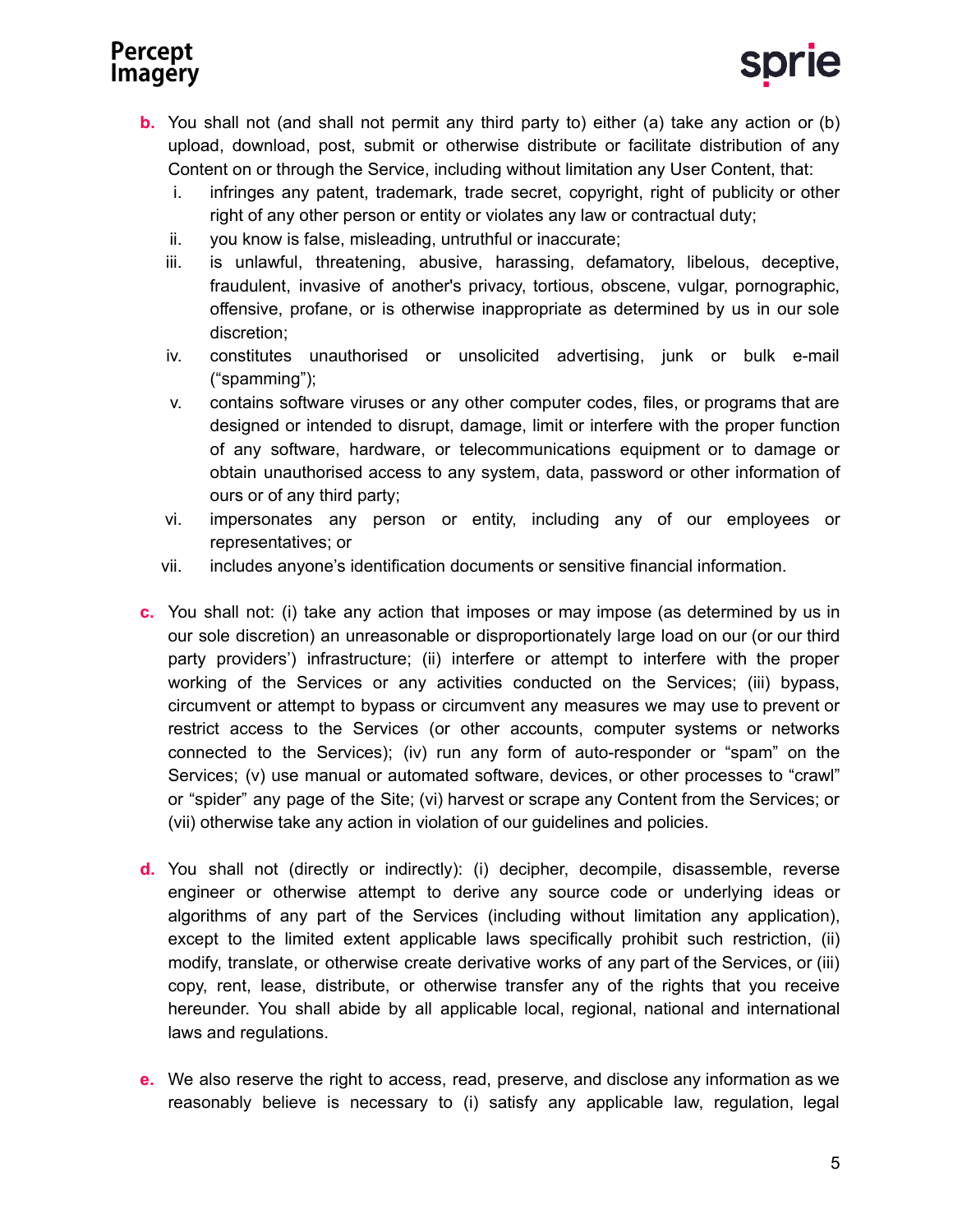b. You shall not (and shall not permit any third party to) either (a) take any action or (b) upload, download, post, submit or otherwise distribute or facilitate distribution of any Content on or through the Service, including without limitation any User Content, that:

   i. infringes any patent, trademark, trade secret, copyright, right of publicity or other right of any other person or entity or violates any law or contractual duty;
   ii. you know is false, misleading, untruthful or inaccurate;
   iii. is unlawful, threatening, abusive, harassing, defamatory, libelous, deceptive, fraudulent, invasive of another's privacy, tortious, obscene, vulgar, pornographic, offensive, profane, or is otherwise inappropriate as determined by us in our sole discretion;
   iv. constitutes unauthorised or unsolicited advertising, junk or bulk e-mail ("spamming");
   v. contains software viruses or any other computer codes, files, or programs that are designed or intended to disrupt, damage, limit or interfere with the proper function of any software, hardware, or telecommunications equipment or to damage or obtain unauthorised access to any system, data, password or other information of ours or of any third party;
   vi. impersonates any person or entity, including any of our employees or representatives; or
   vii. includes anyone's identification documents or sensitive financial information.

c. You shall not: (i) take any action that imposes or may impose (as determined by us in our sole discretion) an unreasonable or disproportionately large load on our (or our third party providers') infrastructure; (ii) interfere or attempt to interfere with the proper working of the Services or any activities conducted on the Services; (iii) bypass, circumvent or attempt to bypass or circumvent any measures we may use to prevent or restrict access to the Services (or other accounts, computer systems or networks connected to the Services); (iv) run any form of auto-responder or "spam" on the Services; (v) use manual or automated software, devices, or other processes to "crawl" or "spider" any page of the Site; (vi) harvest or scrape any Content from the Services; or (vii) otherwise take any action in violation of our guidelines and policies.

d. You shall not (directly or indirectly): (i) decipher, decompile, disassemble, reverse engineer or otherwise attempt to derive any source code or underlying ideas or algorithms of any part of the Services (including without limitation any application), except to the limited extent applicable laws specifically prohibit such restriction, (ii) modify, translate, or otherwise create derivative works of any part of the Services, or (iii) copy, rent, lease, distribute, or otherwise transfer any of the rights that you receive hereunder. You shall abide by all applicable local, regional, national and international laws and regulations.

e. We also reserve the right to access, read, preserve, and disclose any information as we reasonably believe is necessary to (i) satisfy any applicable law, regulation, legal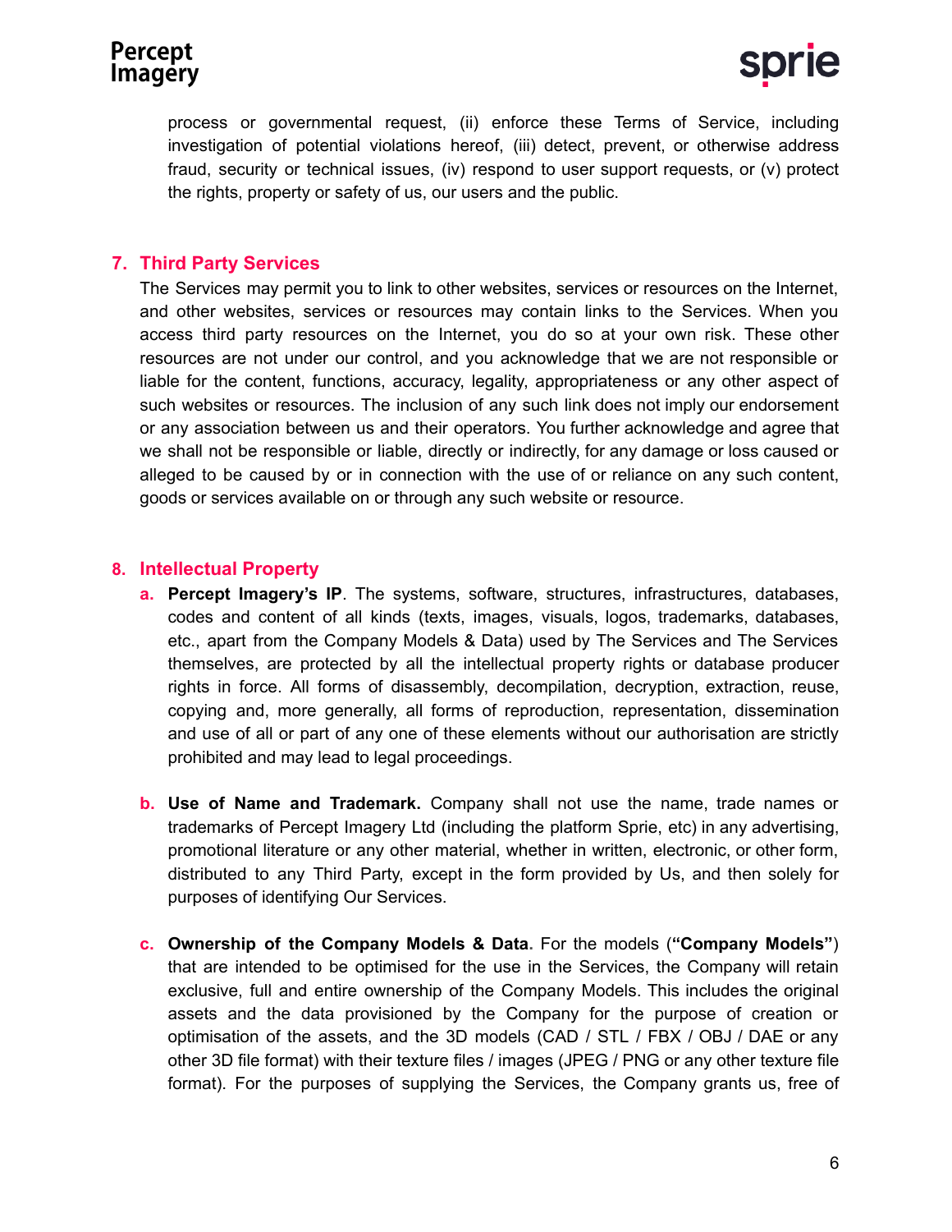process or governmental request, (ii) enforce these Terms of Service, including investigation of potential violations hereof, (iii) detect, prevent, or otherwise address fraud, security or technical issues, (iv) respond to user support requests, or (v) protect the rights, property or safety of us, our users and the public.

## 7. Third Party Services

The Services may permit you to link to other websites, services or resources on the Internet, and other websites, services or resources may contain links to the Services. When you access third party resources on the Internet, you do so at your own risk. These other resources are not under our control, and you acknowledge that we are not responsible or liable for the content, functions, accuracy, legality, appropriateness or any other aspect of such websites or resources. The inclusion of any such link does not imply our endorsement or any association between us and their operators. You further acknowledge and agree that we shall not be responsible or liable, directly or indirectly, for any damage or loss caused or alleged to be caused by or in connection with the use of or reliance on any such content, goods or services available on or through any such website or resource.

## 8. Intellectual Property

a. **Percept Imagery's IP**. The systems, software, structures, infrastructures, databases, codes and content of all kinds (texts, images, visuals, logos, trademarks, databases, etc., apart from the Company Models & Data) used by The Services and The Services themselves, are protected by all the intellectual property rights or database producer rights in force. All forms of disassembly, decompilation, decryption, extraction, reuse, copying and, more generally, all forms of reproduction, representation, dissemination and use of all or part of any one of these elements without our authorisation are strictly prohibited and may lead to legal proceedings.

b. **Use of Name and Trademark.** Company shall not use the name, trade names or trademarks of Percept Imagery Ltd (including the platform Sprie, etc) in any advertising, promotional literature or any other material, whether in written, electronic, or other form, distributed to any Third Party, except in the form provided by Us, and then solely for purposes of identifying Our Services.

c. **Ownership of the Company Models & Data**. For the models (**"Company Models"**) that are intended to be optimised for the use in the Services, the Company will retain exclusive, full and entire ownership of the Company Models. This includes the original assets and the data provisioned by the Company for the purpose of creation or optimisation of the assets, and the 3D models (CAD / STL / FBX / OBJ / DAE or any other 3D file format) with their texture files / images (JPEG / PNG or any other texture file format). For the purposes of supplying the Services, the Company grants us, free of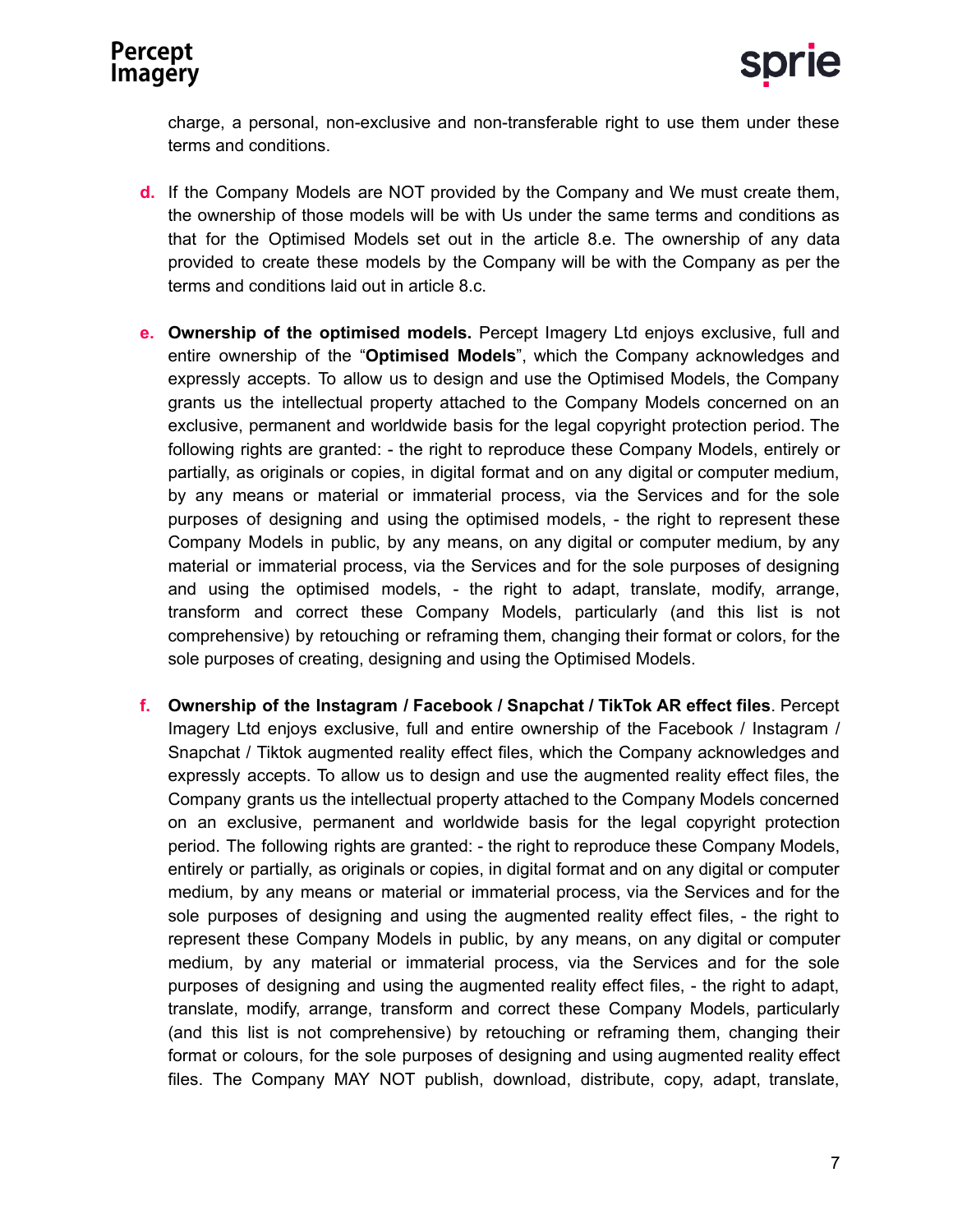charge, a personal, non-exclusive and non-transferable right to use them under these terms and conditions.

d. If the Company Models are NOT provided by the Company and We must create them, the ownership of those models will be with Us under the same terms and conditions as that for the Optimised Models set out in the article 8.e. The ownership of any data provided to create these models by the Company will be with the Company as per the terms and conditions laid out in article 8.c.

e. **Ownership of the optimised models.** Percept Imagery Ltd enjoys exclusive, full and entire ownership of the "**Optimised Models**", which the Company acknowledges and expressly accepts. To allow us to design and use the Optimised Models, the Company grants us the intellectual property attached to the Company Models concerned on an exclusive, permanent and worldwide basis for the legal copyright protection period. The following rights are granted: - the right to reproduce these Company Models, entirely or partially, as originals or copies, in digital format and on any digital or computer medium, by any means or material or immaterial process, via the Services and for the sole purposes of designing and using the optimised models, - the right to represent these Company Models in public, by any means, on any digital or computer medium, by any material or immaterial process, via the Services and for the sole purposes of designing and using the optimised models, - the right to adapt, translate, modify, arrange, transform and correct these Company Models, particularly (and this list is not comprehensive) by retouching or reframing them, changing their format or colors, for the sole purposes of creating, designing and using the Optimised Models.

f. **Ownership of the Instagram / Facebook / Snapchat / TikTok AR effect files**. Percept Imagery Ltd enjoys exclusive, full and entire ownership of the Facebook / Instagram / Snapchat / Tiktok augmented reality effect files, which the Company acknowledges and expressly accepts. To allow us to design and use the augmented reality effect files, the Company grants us the intellectual property attached to the Company Models concerned on an exclusive, permanent and worldwide basis for the legal copyright protection period. The following rights are granted: - the right to reproduce these Company Models, entirely or partially, as originals or copies, in digital format and on any digital or computer medium, by any means or material or immaterial process, via the Services and for the sole purposes of designing and using the augmented reality effect files, - the right to represent these Company Models in public, by any means, on any digital or computer medium, by any material or immaterial process, via the Services and for the sole purposes of designing and using the augmented reality effect files, - the right to adapt, translate, modify, arrange, transform and correct these Company Models, particularly (and this list is not comprehensive) by retouching or reframing them, changing their format or colours, for the sole purposes of designing and using augmented reality effect files. The Company MAY NOT publish, download, distribute, copy, adapt, translate,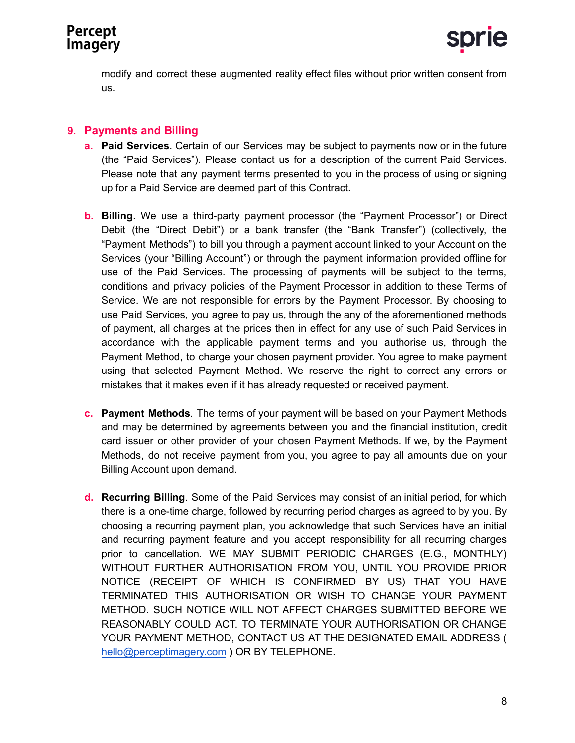modify and correct these augmented reality effect files without prior written consent from us.

## 9. Payments and Billing

a. **Paid Services**. Certain of our Services may be subject to payments now or in the future (the "Paid Services"). Please contact us for a description of the current Paid Services. Please note that any payment terms presented to you in the process of using or signing up for a Paid Service are deemed part of this Contract.

b. **Billing**. We use a third-party payment processor (the "Payment Processor") or Direct Debit (the "Direct Debit") or a bank transfer (the "Bank Transfer") (collectively, the "Payment Methods") to bill you through a payment account linked to your Account on the Services (your "Billing Account") or through the payment information provided offline for use of the Paid Services. The processing of payments will be subject to the terms, conditions and privacy policies of the Payment Processor in addition to these Terms of Service. We are not responsible for errors by the Payment Processor. By choosing to use Paid Services, you agree to pay us, through the any of the aforementioned methods of payment, all charges at the prices then in effect for any use of such Paid Services in accordance with the applicable payment terms and you authorise us, through the Payment Method, to charge your chosen payment provider. You agree to make payment using that selected Payment Method. We reserve the right to correct any errors or mistakes that it makes even if it has already requested or received payment.

c. **Payment Methods**. The terms of your payment will be based on your Payment Methods and may be determined by agreements between you and the financial institution, credit card issuer or other provider of your chosen Payment Methods. If we, by the Payment Methods, do not receive payment from you, you agree to pay all amounts due on your Billing Account upon demand.

d. **Recurring Billing**. Some of the Paid Services may consist of an initial period, for which there is a one-time charge, followed by recurring period charges as agreed to by you. By choosing a recurring payment plan, you acknowledge that such Services have an initial and recurring payment feature and you accept responsibility for all recurring charges prior to cancellation. WE MAY SUBMIT PERIODIC CHARGES (E.G., MONTHLY) WITHOUT FURTHER AUTHORISATION FROM YOU, UNTIL YOU PROVIDE PRIOR NOTICE (RECEIPT OF WHICH IS CONFIRMED BY US) THAT YOU HAVE TERMINATED THIS AUTHORISATION OR WISH TO CHANGE YOUR PAYMENT METHOD. SUCH NOTICE WILL NOT AFFECT CHARGES SUBMITTED BEFORE WE REASONABLY COULD ACT. TO TERMINATE YOUR AUTHORISATION OR CHANGE YOUR PAYMENT METHOD, CONTACT US AT THE DESIGNATED EMAIL ADDRESS ( hello@perceptimagery.com ) OR BY TELEPHONE.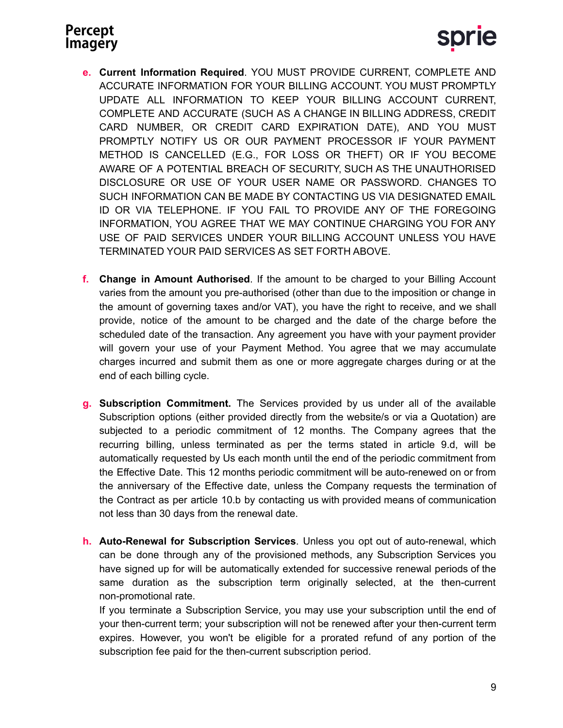e. **Current Information Required**. YOU MUST PROVIDE CURRENT, COMPLETE AND ACCURATE INFORMATION FOR YOUR BILLING ACCOUNT. YOU MUST PROMPTLY UPDATE ALL INFORMATION TO KEEP YOUR BILLING ACCOUNT CURRENT, COMPLETE AND ACCURATE (SUCH AS A CHANGE IN BILLING ADDRESS, CREDIT CARD NUMBER, OR CREDIT CARD EXPIRATION DATE), AND YOU MUST PROMPTLY NOTIFY US OR OUR PAYMENT PROCESSOR IF YOUR PAYMENT METHOD IS CANCELLED (E.G., FOR LOSS OR THEFT) OR IF YOU BECOME AWARE OF A POTENTIAL BREACH OF SECURITY, SUCH AS THE UNAUTHORISED DISCLOSURE OR USE OF YOUR USER NAME OR PASSWORD. CHANGES TO SUCH INFORMATION CAN BE MADE BY CONTACTING US VIA DESIGNATED EMAIL ID OR VIA TELEPHONE. IF YOU FAIL TO PROVIDE ANY OF THE FOREGOING INFORMATION, YOU AGREE THAT WE MAY CONTINUE CHARGING YOU FOR ANY USE OF PAID SERVICES UNDER YOUR BILLING ACCOUNT UNLESS YOU HAVE TERMINATED YOUR PAID SERVICES AS SET FORTH ABOVE.

f. **Change in Amount Authorised**. If the amount to be charged to your Billing Account varies from the amount you pre-authorised (other than due to the imposition or change in the amount of governing taxes and/or VAT), you have the right to receive, and we shall provide, notice of the amount to be charged and the date of the charge before the scheduled date of the transaction. Any agreement you have with your payment provider will govern your use of your Payment Method. You agree that we may accumulate charges incurred and submit them as one or more aggregate charges during or at the end of each billing cycle.

g. **Subscription Commitment.** The Services provided by us under all of the available Subscription options (either provided directly from the website/s or via a Quotation) are subjected to a periodic commitment of 12 months. The Company agrees that the recurring billing, unless terminated as per the terms stated in article 9.d, will be automatically requested by Us each month until the end of the periodic commitment from the Effective Date. This 12 months periodic commitment will be auto-renewed on or from the anniversary of the Effective date, unless the Company requests the termination of the Contract as per article 10.b by contacting us with provided means of communication not less than 30 days from the renewal date.

h. **Auto-Renewal for Subscription Services**. Unless you opt out of auto-renewal, which can be done through any of the provisioned methods, any Subscription Services you have signed up for will be automatically extended for successive renewal periods of the same duration as the subscription term originally selected, at the then-current non-promotional rate.
If you terminate a Subscription Service, you may use your subscription until the end of your then-current term; your subscription will not be renewed after your then-current term expires. However, you won't be eligible for a prorated refund of any portion of the subscription fee paid for the then-current subscription period.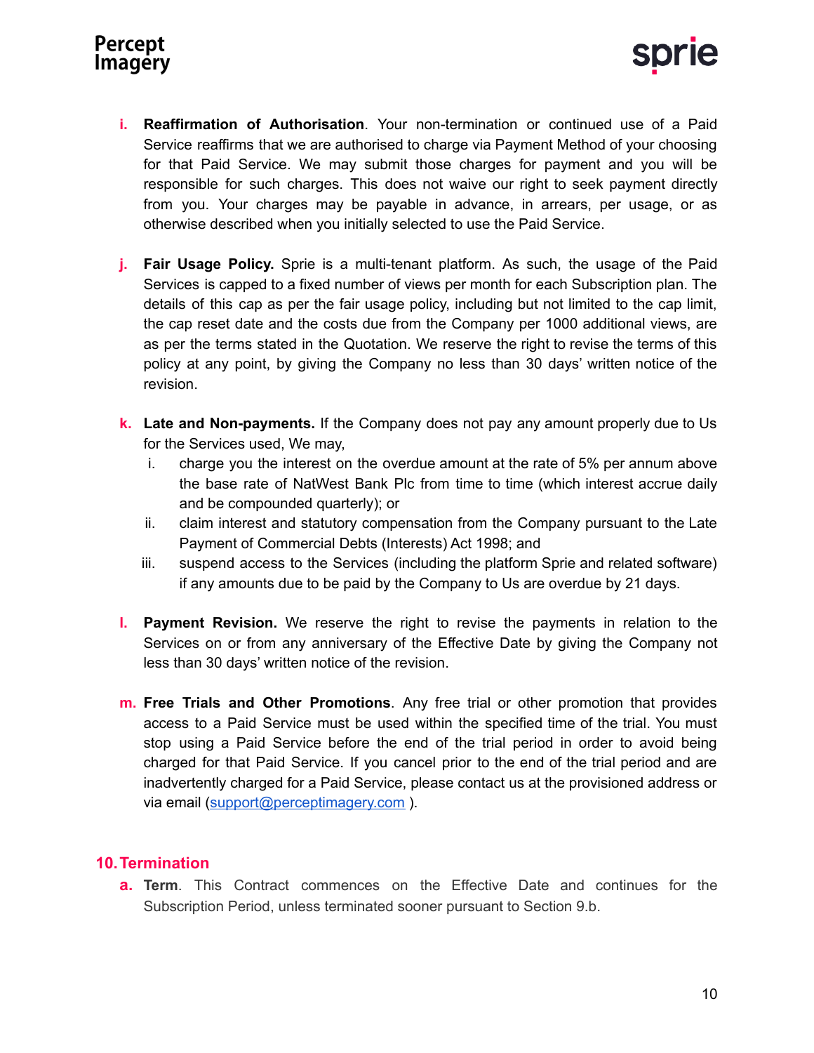i. **Reaffirmation of Authorisation**. Your non-termination or continued use of a Paid Service reaffirms that we are authorised to charge via Payment Method of your choosing for that Paid Service. We may submit those charges for payment and you will be responsible for such charges. This does not waive our right to seek payment directly from you. Your charges may be payable in advance, in arrears, per usage, or as otherwise described when you initially selected to use the Paid Service.

j. **Fair Usage Policy.** Sprie is a multi-tenant platform. As such, the usage of the Paid Services is capped to a fixed number of views per month for each Subscription plan. The details of this cap as per the fair usage policy, including but not limited to the cap limit, the cap reset date and the costs due from the Company per 1000 additional views, are as per the terms stated in the Quotation. We reserve the right to revise the terms of this policy at any point, by giving the Company no less than 30 days' written notice of the revision.

k. **Late and Non-payments.** If the Company does not pay any amount properly due to Us for the Services used, We may,
   i. charge you the interest on the overdue amount at the rate of 5% per annum above the base rate of NatWest Bank Plc from time to time (which interest accrue daily and be compounded quarterly); or
   ii. claim interest and statutory compensation from the Company pursuant to the Late Payment of Commercial Debts (Interests) Act 1998; and
   iii. suspend access to the Services (including the platform Sprie and related software) if any amounts due to be paid by the Company to Us are overdue by 21 days.

l. **Payment Revision.** We reserve the right to revise the payments in relation to the Services on or from any anniversary of the Effective Date by giving the Company not less than 30 days' written notice of the revision.

m. **Free Trials and Other Promotions**. Any free trial or other promotion that provides access to a Paid Service must be used within the specified time of the trial. You must stop using a Paid Service before the end of the trial period in order to avoid being charged for that Paid Service. If you cancel prior to the end of the trial period and are inadvertently charged for a Paid Service, please contact us at the provisioned address or via email (support@perceptimagery.com ).

## 10. Termination

a. **Term**. This Contract commences on the Effective Date and continues for the Subscription Period, unless terminated sooner pursuant to Section 9.b.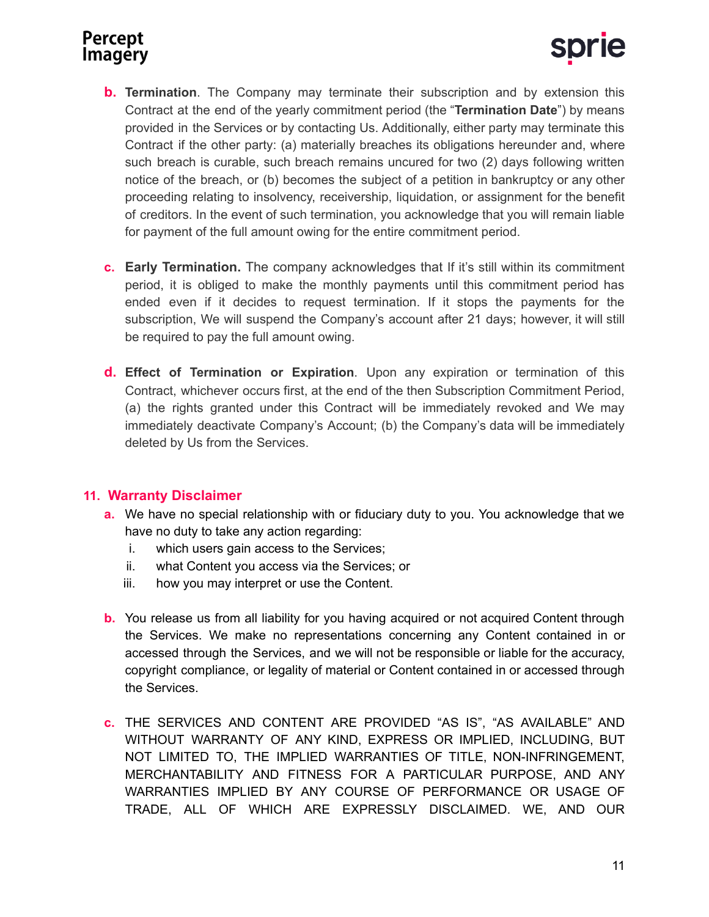b. **Termination**. The Company may terminate their subscription and by extension this Contract at the end of the yearly commitment period (the "**Termination Date**") by means provided in the Services or by contacting Us. Additionally, either party may terminate this Contract if the other party: (a) materially breaches its obligations hereunder and, where such breach is curable, such breach remains uncured for two (2) days following written notice of the breach, or (b) becomes the subject of a petition in bankruptcy or any other proceeding relating to insolvency, receivership, liquidation, or assignment for the benefit of creditors. In the event of such termination, you acknowledge that you will remain liable for payment of the full amount owing for the entire commitment period.

c. **Early Termination.** The company acknowledges that If it's still within its commitment period, it is obliged to make the monthly payments until this commitment period has ended even if it decides to request termination. If it stops the payments for the subscription, We will suspend the Company's account after 21 days; however, it will still be required to pay the full amount owing.

d. **Effect of Termination or Expiration**. Upon any expiration or termination of this Contract, whichever occurs first, at the end of the then Subscription Commitment Period, (a) the rights granted under this Contract will be immediately revoked and We may immediately deactivate Company's Account; (b) the Company's data will be immediately deleted by Us from the Services.

## 11. Warranty Disclaimer

a. We have no special relationship with or fiduciary duty to you. You acknowledge that we have no duty to take any action regarding:
   i. which users gain access to the Services;
   ii. what Content you access via the Services; or
   iii. how you may interpret or use the Content.

b. You release us from all liability for you having acquired or not acquired Content through the Services. We make no representations concerning any Content contained in or accessed through the Services, and we will not be responsible or liable for the accuracy, copyright compliance, or legality of material or Content contained in or accessed through the Services.

c. THE SERVICES AND CONTENT ARE PROVIDED "AS IS", "AS AVAILABLE" AND WITHOUT WARRANTY OF ANY KIND, EXPRESS OR IMPLIED, INCLUDING, BUT NOT LIMITED TO, THE IMPLIED WARRANTIES OF TITLE, NON-INFRINGEMENT, MERCHANTABILITY AND FITNESS FOR A PARTICULAR PURPOSE, AND ANY WARRANTIES IMPLIED BY ANY COURSE OF PERFORMANCE OR USAGE OF TRADE, ALL OF WHICH ARE EXPRESSLY DISCLAIMED. WE, AND OUR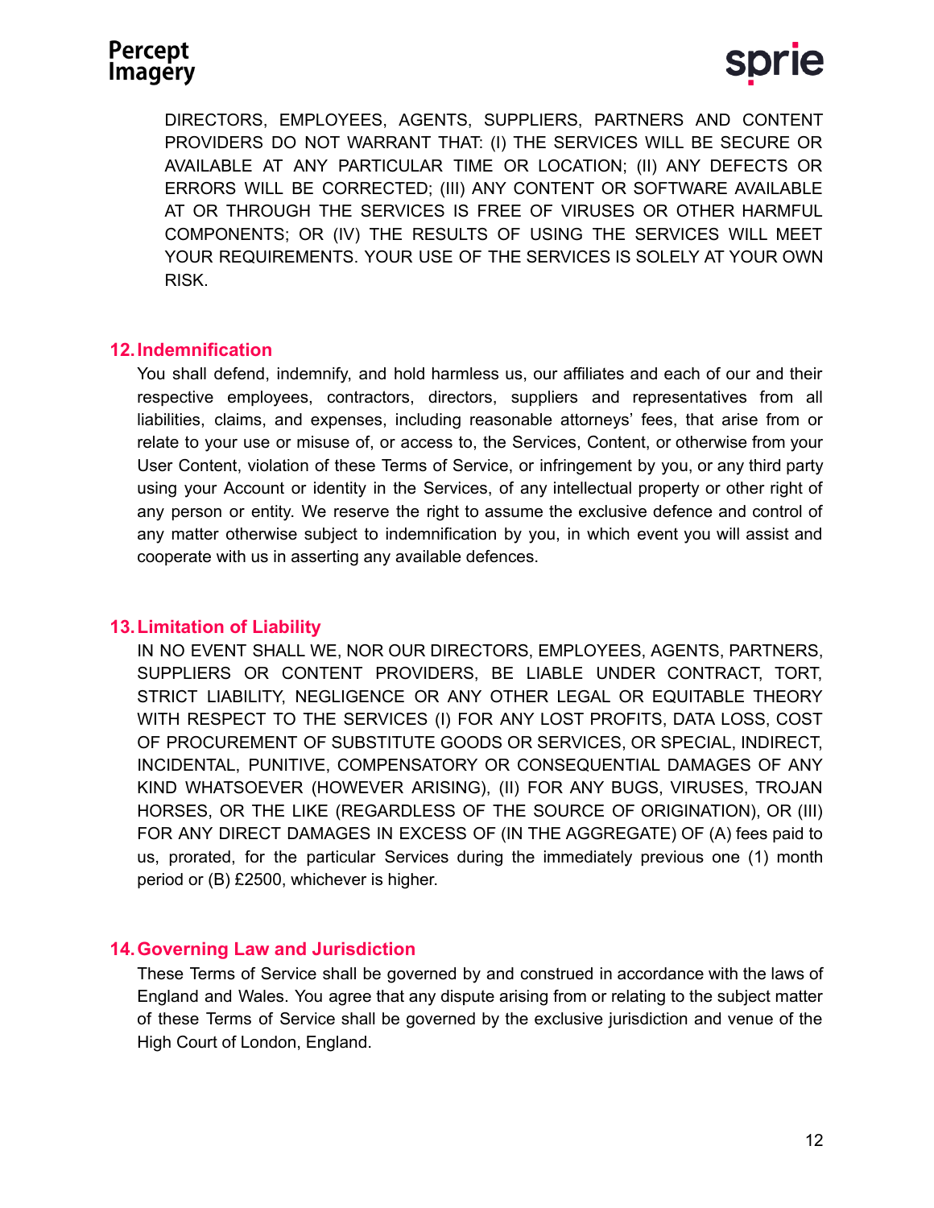DIRECTORS, EMPLOYEES, AGENTS, SUPPLIERS, PARTNERS AND CONTENT PROVIDERS DO NOT WARRANT THAT: (I) THE SERVICES WILL BE SECURE OR AVAILABLE AT ANY PARTICULAR TIME OR LOCATION; (II) ANY DEFECTS OR ERRORS WILL BE CORRECTED; (III) ANY CONTENT OR SOFTWARE AVAILABLE AT OR THROUGH THE SERVICES IS FREE OF VIRUSES OR OTHER HARMFUL COMPONENTS; OR (IV) THE RESULTS OF USING THE SERVICES WILL MEET YOUR REQUIREMENTS. YOUR USE OF THE SERVICES IS SOLELY AT YOUR OWN RISK.

## 12. Indemnification

You shall defend, indemnify, and hold harmless us, our affiliates and each of our and their respective employees, contractors, directors, suppliers and representatives from all liabilities, claims, and expenses, including reasonable attorneys' fees, that arise from or relate to your use or misuse of, or access to, the Services, Content, or otherwise from your User Content, violation of these Terms of Service, or infringement by you, or any third party using your Account or identity in the Services, of any intellectual property or other right of any person or entity. We reserve the right to assume the exclusive defence and control of any matter otherwise subject to indemnification by you, in which event you will assist and cooperate with us in asserting any available defences.

## 13. Limitation of Liability

IN NO EVENT SHALL WE, NOR OUR DIRECTORS, EMPLOYEES, AGENTS, PARTNERS, SUPPLIERS OR CONTENT PROVIDERS, BE LIABLE UNDER CONTRACT, TORT, STRICT LIABILITY, NEGLIGENCE OR ANY OTHER LEGAL OR EQUITABLE THEORY WITH RESPECT TO THE SERVICES (I) FOR ANY LOST PROFITS, DATA LOSS, COST OF PROCUREMENT OF SUBSTITUTE GOODS OR SERVICES, OR SPECIAL, INDIRECT, INCIDENTAL, PUNITIVE, COMPENSATORY OR CONSEQUENTIAL DAMAGES OF ANY KIND WHATSOEVER (HOWEVER ARISING), (II) FOR ANY BUGS, VIRUSES, TROJAN HORSES, OR THE LIKE (REGARDLESS OF THE SOURCE OF ORIGINATION), OR (III) FOR ANY DIRECT DAMAGES IN EXCESS OF (IN THE AGGREGATE) OF (A) fees paid to us, prorated, for the particular Services during the immediately previous one (1) month period or (B) £2500, whichever is higher.

## 14. Governing Law and Jurisdiction

These Terms of Service shall be governed by and construed in accordance with the laws of England and Wales. You agree that any dispute arising from or relating to the subject matter of these Terms of Service shall be governed by the exclusive jurisdiction and venue of the High Court of London, England.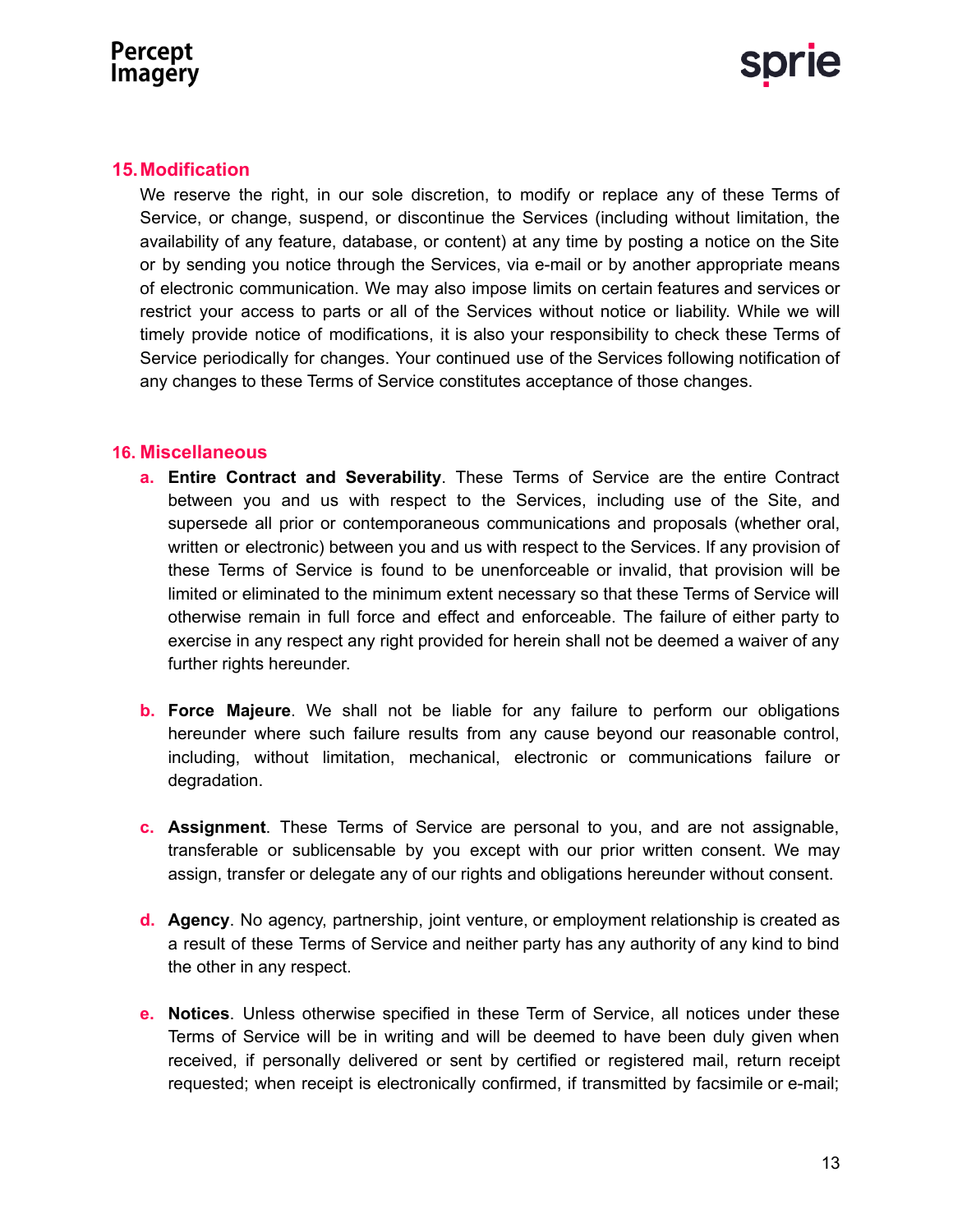## 15. Modification

We reserve the right, in our sole discretion, to modify or replace any of these Terms of Service, or change, suspend, or discontinue the Services (including without limitation, the availability of any feature, database, or content) at any time by posting a notice on the Site or by sending you notice through the Services, via e-mail or by another appropriate means of electronic communication. We may also impose limits on certain features and services or restrict your access to parts or all of the Services without notice or liability. While we will timely provide notice of modifications, it is also your responsibility to check these Terms of Service periodically for changes. Your continued use of the Services following notification of any changes to these Terms of Service constitutes acceptance of those changes.

## 16. Miscellaneous

a. **Entire Contract and Severability**. These Terms of Service are the entire Contract between you and us with respect to the Services, including use of the Site, and supersede all prior or contemporaneous communications and proposals (whether oral, written or electronic) between you and us with respect to the Services. If any provision of these Terms of Service is found to be unenforceable or invalid, that provision will be limited or eliminated to the minimum extent necessary so that these Terms of Service will otherwise remain in full force and effect and enforceable. The failure of either party to exercise in any respect any right provided for herein shall not be deemed a waiver of any further rights hereunder.

b. **Force Majeure**. We shall not be liable for any failure to perform our obligations hereunder where such failure results from any cause beyond our reasonable control, including, without limitation, mechanical, electronic or communications failure or degradation.

c. **Assignment**. These Terms of Service are personal to you, and are not assignable, transferable or sublicensable by you except with our prior written consent. We may assign, transfer or delegate any of our rights and obligations hereunder without consent.

d. **Agency**. No agency, partnership, joint venture, or employment relationship is created as a result of these Terms of Service and neither party has any authority of any kind to bind the other in any respect.

e. **Notices**. Unless otherwise specified in these Term of Service, all notices under these Terms of Service will be in writing and will be deemed to have been duly given when received, if personally delivered or sent by certified or registered mail, return receipt requested; when receipt is electronically confirmed, if transmitted by facsimile or e-mail;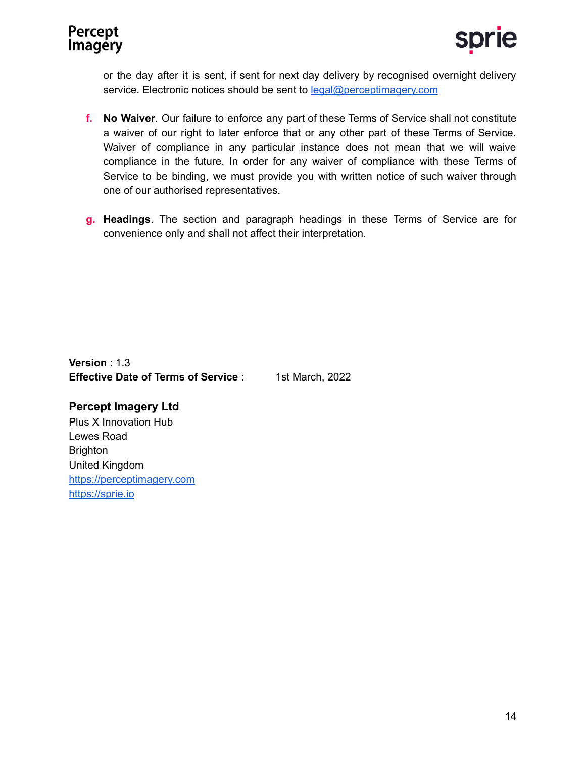or the day after it is sent, if sent for next day delivery by recognised overnight delivery service. Electronic notices should be sent to legal@perceptimagery.com

f. **No Waiver**. Our failure to enforce any part of these Terms of Service shall not constitute a waiver of our right to later enforce that or any other part of these Terms of Service. Waiver of compliance in any particular instance does not mean that we will waive compliance in the future. In order for any waiver of compliance with these Terms of Service to be binding, we must provide you with written notice of such waiver through one of our authorised representatives.

g. **Headings**. The section and paragraph headings in these Terms of Service are for convenience only and shall not affect their interpretation.

**Version** : 1.3
**Effective Date of Terms of Service** : 1st March, 2022

**Percept Imagery Ltd**
Plus X Innovation Hub
Lewes Road
Brighton
United Kingdom
https://perceptimagery.com
https://sprie.io